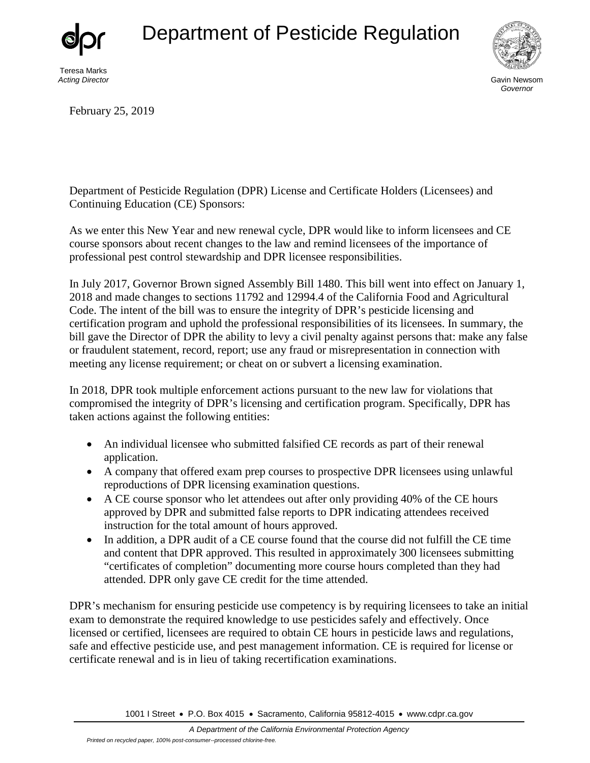# Department of Pesticide Regulation

Teresa Marks
*Acting Director*

Gavin Newsom
*Governor*

February 25, 2019

Department of Pesticide Regulation (DPR) License and Certificate Holders (Licensees) and Continuing Education (CE) Sponsors:

As we enter this New Year and new renewal cycle, DPR would like to inform licensees and CE course sponsors about recent changes to the law and remind licensees of the importance of professional pest control stewardship and DPR licensee responsibilities.

In July 2017, Governor Brown signed Assembly Bill 1480. This bill went into effect on January 1, 2018 and made changes to sections 11792 and 12994.4 of the California Food and Agricultural Code. The intent of the bill was to ensure the integrity of DPR's pesticide licensing and certification program and uphold the professional responsibilities of its licensees. In summary, the bill gave the Director of DPR the ability to levy a civil penalty against persons that: make any false or fraudulent statement, record, report; use any fraud or misrepresentation in connection with meeting any license requirement; or cheat on or subvert a licensing examination.

In 2018, DPR took multiple enforcement actions pursuant to the new law for violations that compromised the integrity of DPR's licensing and certification program. Specifically, DPR has taken actions against the following entities:

- An individual licensee who submitted falsified CE records as part of their renewal application.
- A company that offered exam prep courses to prospective DPR licensees using unlawful reproductions of DPR licensing examination questions.
- A CE course sponsor who let attendees out after only providing 40% of the CE hours approved by DPR and submitted false reports to DPR indicating attendees received instruction for the total amount of hours approved.
- In addition, a DPR audit of a CE course found that the course did not fulfill the CE time and content that DPR approved. This resulted in approximately 300 licensees submitting "certificates of completion" documenting more course hours completed than they had attended. DPR only gave CE credit for the time attended.

DPR's mechanism for ensuring pesticide use competency is by requiring licensees to take an initial exam to demonstrate the required knowledge to use pesticides safely and effectively. Once licensed or certified, licensees are required to obtain CE hours in pesticide laws and regulations, safe and effective pesticide use, and pest management information. CE is required for license or certificate renewal and is in lieu of taking recertification examinations.

1001 I Street • P.O. Box 4015 • Sacramento, California 95812-4015 • www.cdpr.ca.gov

*A Department of the California Environmental Protection Agency*

*Printed on recycled paper, 100% post-consumer--processed chlorine-free.*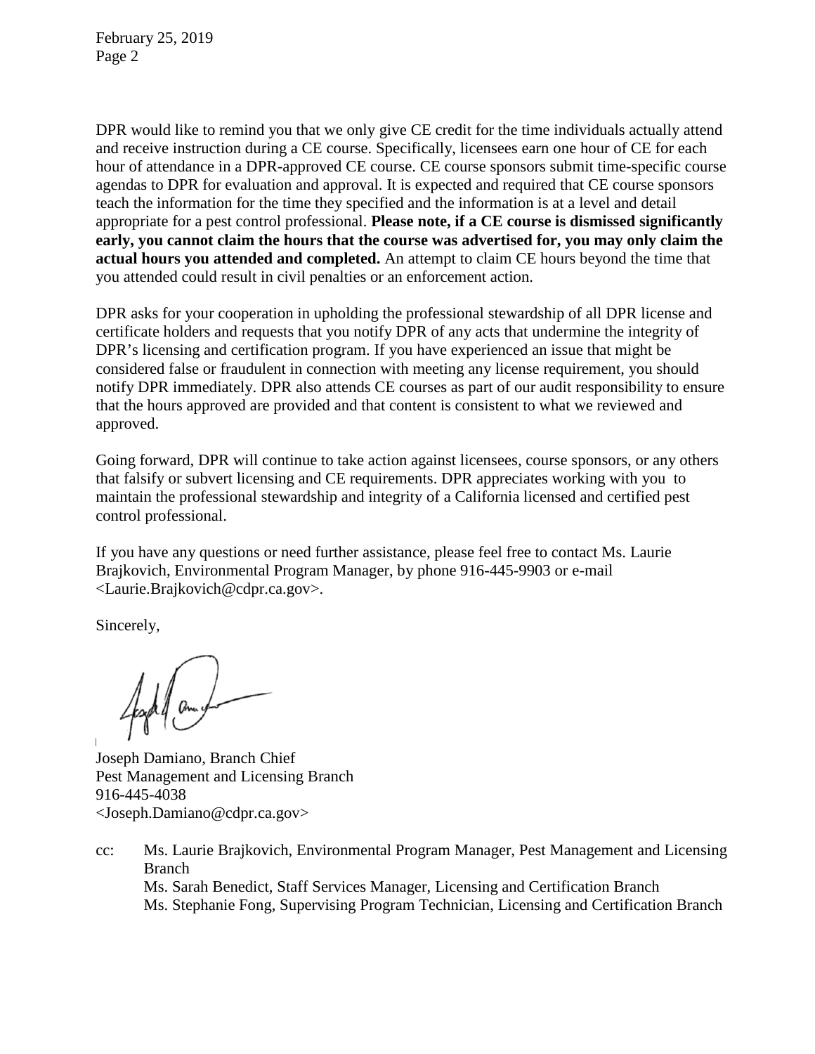DPR would like to remind you that we only give CE credit for the time individuals actually attend and receive instruction during a CE course. Specifically, licensees earn one hour of CE for each hour of attendance in a DPR-approved CE course. CE course sponsors submit time-specific course agendas to DPR for evaluation and approval. It is expected and required that CE course sponsors teach the information for the time they specified and the information is at a level and detail appropriate for a pest control professional. **Please note, if a CE course is dismissed significantly early, you cannot claim the hours that the course was advertised for, you may only claim the actual hours you attended and completed.** An attempt to claim CE hours beyond the time that you attended could result in civil penalties or an enforcement action.

DPR asks for your cooperation in upholding the professional stewardship of all DPR license and certificate holders and requests that you notify DPR of any acts that undermine the integrity of DPR's licensing and certification program. If you have experienced an issue that might be considered false or fraudulent in connection with meeting any license requirement, you should notify DPR immediately. DPR also attends CE courses as part of our audit responsibility to ensure that the hours approved are provided and that content is consistent to what we reviewed and approved.

Going forward, DPR will continue to take action against licensees, course sponsors, or any others that falsify or subvert licensing and CE requirements. DPR appreciates working with you to maintain the professional stewardship and integrity of a California licensed and certified pest control professional.

If you have any questions or need further assistance, please feel free to contact Ms. Laurie Brajkovich, Environmental Program Manager, by phone 916-445-9903 or e-mail <Laurie.Brajkovich@cdpr.ca.gov>.

Sincerely,

Joseph Damiano, Branch Chief
Pest Management and Licensing Branch
916-445-4038
<Joseph.Damiano@cdpr.ca.gov>

cc: Ms. Laurie Brajkovich, Environmental Program Manager, Pest Management and Licensing Branch
Ms. Sarah Benedict, Staff Services Manager, Licensing and Certification Branch
Ms. Stephanie Fong, Supervising Program Technician, Licensing and Certification Branch